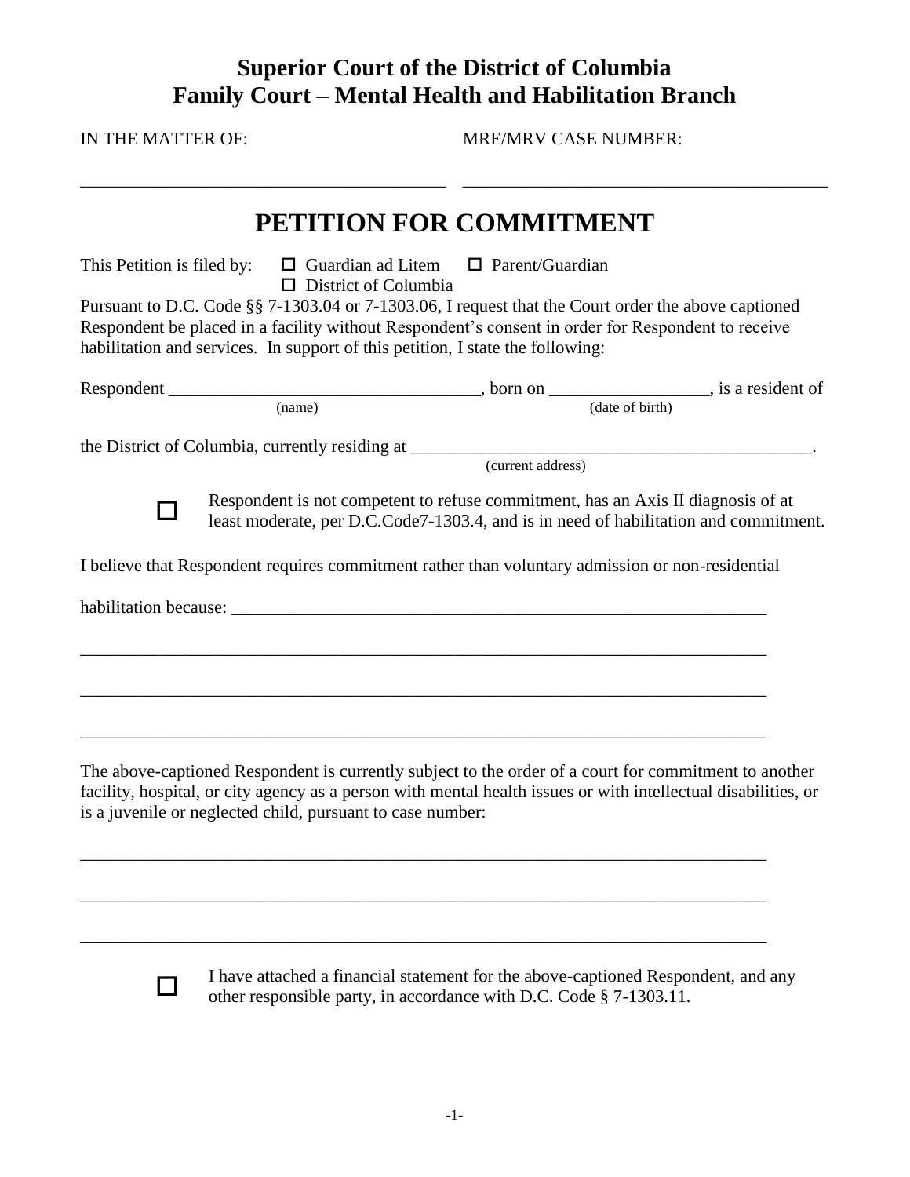# Superior Court of the District of Columbia
# Family Court – Mental Health and Habilitation Branch

IN THE MATTER OF: MRE/MRV CASE NUMBER:

_______________________________________ _______________________________________

## PETITION FOR COMMITMENT

This Petition is filed by: ☐ Guardian ad Litem ☐ Parent/Guardian ☐ District of Columbia

Pursuant to D.C. Code §§ 7-1303.04 or 7-1303.06, I request that the Court order the above captioned Respondent be placed in a facility without Respondent's consent in order for Respondent to receive habilitation and services. In support of this petition, I state the following:

Respondent ___________________________________, born on __________________, is a resident of
(name) (date of birth)

the District of Columbia, currently residing at _______________________________________________.
(current address)

☐ Respondent is not competent to refuse commitment, has an Axis II diagnosis of at least moderate, per D.C.Code7-1303.4, and is in need of habilitation and commitment.

I believe that Respondent requires commitment rather than voluntary admission or non-residential

habilitation because: _______________________________________________________________

_____________________________________________________________________________

_____________________________________________________________________________

_____________________________________________________________________________

The above-captioned Respondent is currently subject to the order of a court for commitment to another facility, hospital, or city agency as a person with mental health issues or with intellectual disabilities, or is a juvenile or neglected child, pursuant to case number:

_____________________________________________________________________________

_____________________________________________________________________________

_____________________________________________________________________________

☐ I have attached a financial statement for the above-captioned Respondent, and any other responsible party, in accordance with D.C. Code § 7-1303.11.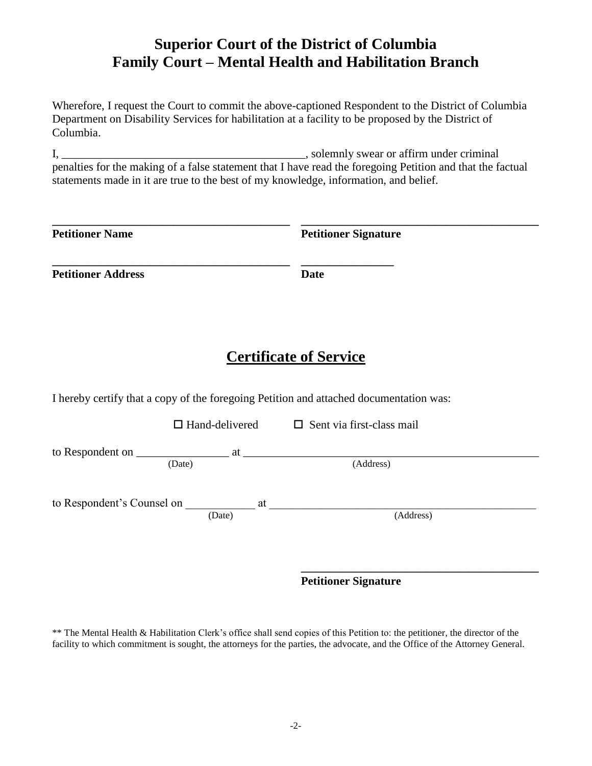# Superior Court of the District of Columbia
# Family Court – Mental Health and Habilitation Branch

Wherefore, I request the Court to commit the above-captioned Respondent to the District of Columbia Department on Disability Services for habilitation at a facility to be proposed by the District of Columbia.

I, ________________________________________, solemnly swear or affirm under criminal penalties for the making of a false statement that I have read the foregoing Petition and that the factual statements made in it are true to the best of my knowledge, information, and belief.

________________________________________ ________________________________________
**Petitioner Name** **Petitioner Signature**

________________________________________ _______________
**Petitioner Address** **Date**

## Certificate of Service

I hereby certify that a copy of the foregoing Petition and attached documentation was:

☐ Hand-delivered ☐ Sent via first-class mail

to Respondent on _______________ at ____________________________________________________
(Date) (Address)

to Respondent's Counsel on ____________ at ______________________________________________
(Date) (Address)

________________________________________
**Petitioner Signature**

** The Mental Health & Habilitation Clerk's office shall send copies of this Petition to: the petitioner, the director of the facility to which commitment is sought, the attorneys for the parties, the advocate, and the Office of the Attorney General.